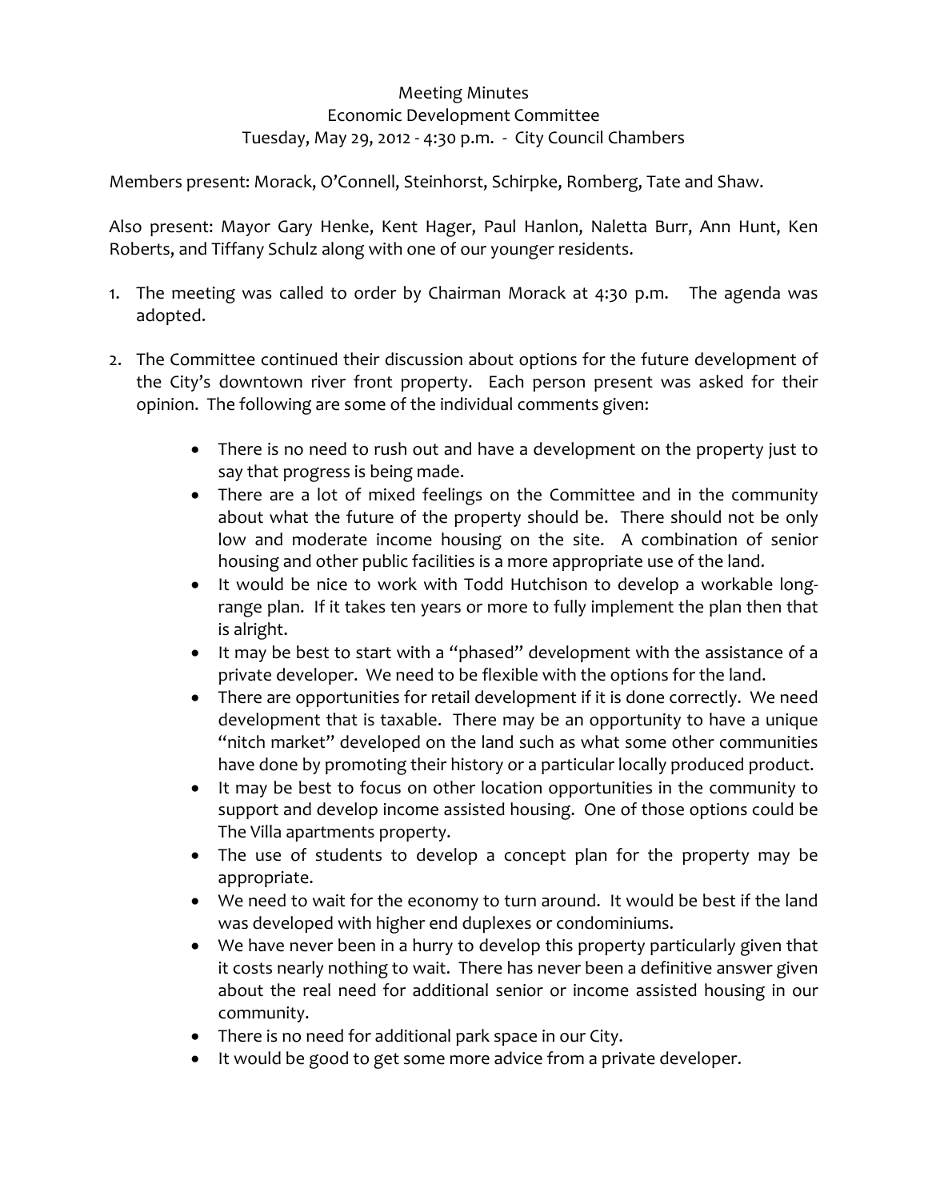Meeting Minutes
Economic Development Committee
Tuesday, May 29, 2012 - 4:30 p.m. - City Council Chambers

Members present: Morack, O'Connell, Steinhorst, Schirpke, Romberg, Tate and Shaw.

Also present: Mayor Gary Henke, Kent Hager, Paul Hanlon, Naletta Burr, Ann Hunt, Ken Roberts, and Tiffany Schulz along with one of our younger residents.

1. The meeting was called to order by Chairman Morack at 4:30 p.m. The agenda was adopted.

2. The Committee continued their discussion about options for the future development of the City's downtown river front property. Each person present was asked for their opinion. The following are some of the individual comments given:

    - There is no need to rush out and have a development on the property just to say that progress is being made.
    - There are a lot of mixed feelings on the Committee and in the community about what the future of the property should be. There should not be only low and moderate income housing on the site. A combination of senior housing and other public facilities is a more appropriate use of the land.
    - It would be nice to work with Todd Hutchison to develop a workable long-range plan. If it takes ten years or more to fully implement the plan then that is alright.
    - It may be best to start with a "phased" development with the assistance of a private developer. We need to be flexible with the options for the land.
    - There are opportunities for retail development if it is done correctly. We need development that is taxable. There may be an opportunity to have a unique "nitch market" developed on the land such as what some other communities have done by promoting their history or a particular locally produced product.
    - It may be best to focus on other location opportunities in the community to support and develop income assisted housing. One of those options could be The Villa apartments property.
    - The use of students to develop a concept plan for the property may be appropriate.
    - We need to wait for the economy to turn around. It would be best if the land was developed with higher end duplexes or condominiums.
    - We have never been in a hurry to develop this property particularly given that it costs nearly nothing to wait. There has never been a definitive answer given about the real need for additional senior or income assisted housing in our community.
    - There is no need for additional park space in our City.
    - It would be good to get some more advice from a private developer.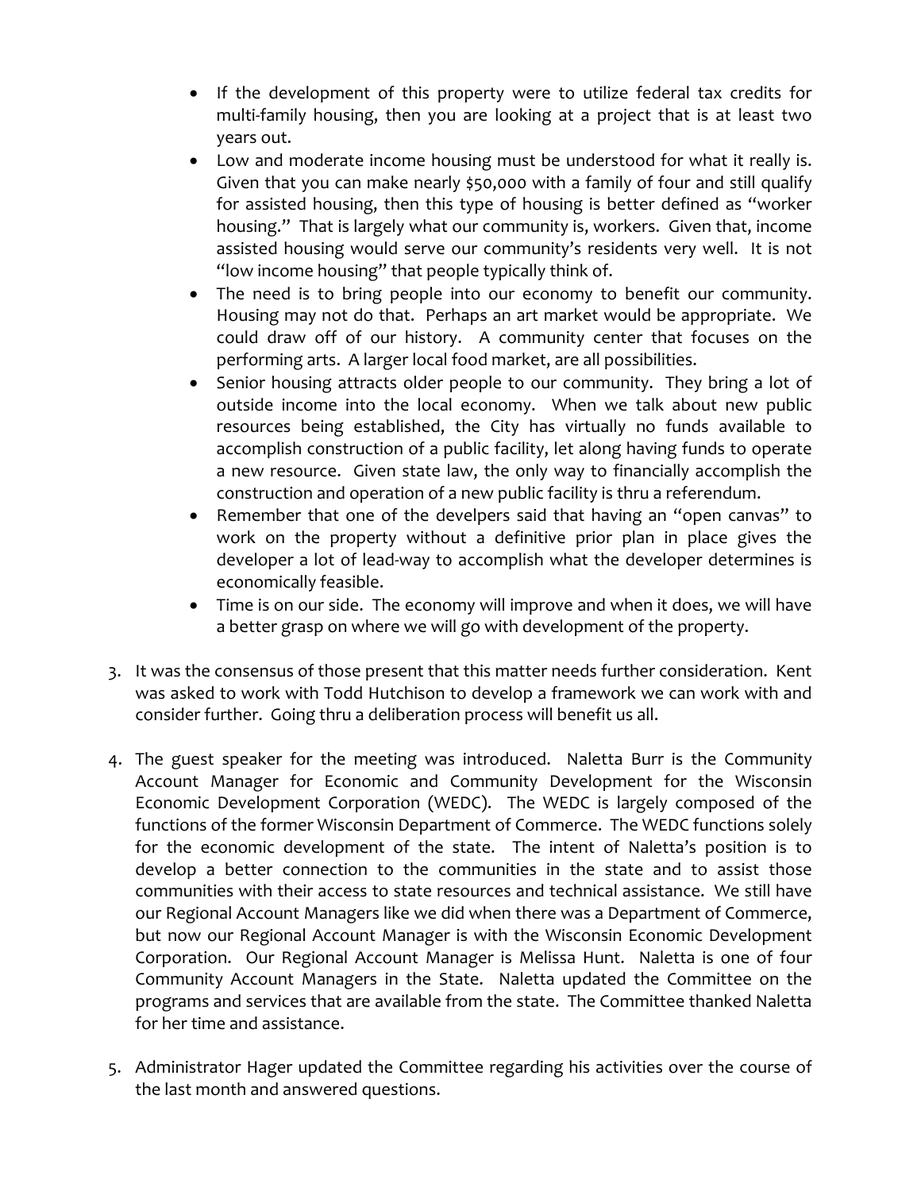- If the development of this property were to utilize federal tax credits for multi-family housing, then you are looking at a project that is at least two years out.
- Low and moderate income housing must be understood for what it really is. Given that you can make nearly $50,000 with a family of four and still qualify for assisted housing, then this type of housing is better defined as "worker housing." That is largely what our community is, workers. Given that, income assisted housing would serve our community's residents very well. It is not "low income housing" that people typically think of.
- The need is to bring people into our economy to benefit our community. Housing may not do that. Perhaps an art market would be appropriate. We could draw off of our history. A community center that focuses on the performing arts. A larger local food market, are all possibilities.
- Senior housing attracts older people to our community. They bring a lot of outside income into the local economy. When we talk about new public resources being established, the City has virtually no funds available to accomplish construction of a public facility, let along having funds to operate a new resource. Given state law, the only way to financially accomplish the construction and operation of a new public facility is thru a referendum.
- Remember that one of the develpers said that having an "open canvas" to work on the property without a definitive prior plan in place gives the developer a lot of lead-way to accomplish what the developer determines is economically feasible.
- Time is on our side. The economy will improve and when it does, we will have a better grasp on where we will go with development of the property.

3. It was the consensus of those present that this matter needs further consideration. Kent was asked to work with Todd Hutchison to develop a framework we can work with and consider further. Going thru a deliberation process will benefit us all.

4. The guest speaker for the meeting was introduced. Naletta Burr is the Community Account Manager for Economic and Community Development for the Wisconsin Economic Development Corporation (WEDC). The WEDC is largely composed of the functions of the former Wisconsin Department of Commerce. The WEDC functions solely for the economic development of the state. The intent of Naletta's position is to develop a better connection to the communities in the state and to assist those communities with their access to state resources and technical assistance. We still have our Regional Account Managers like we did when there was a Department of Commerce, but now our Regional Account Manager is with the Wisconsin Economic Development Corporation. Our Regional Account Manager is Melissa Hunt. Naletta is one of four Community Account Managers in the State. Naletta updated the Committee on the programs and services that are available from the state. The Committee thanked Naletta for her time and assistance.

5. Administrator Hager updated the Committee regarding his activities over the course of the last month and answered questions.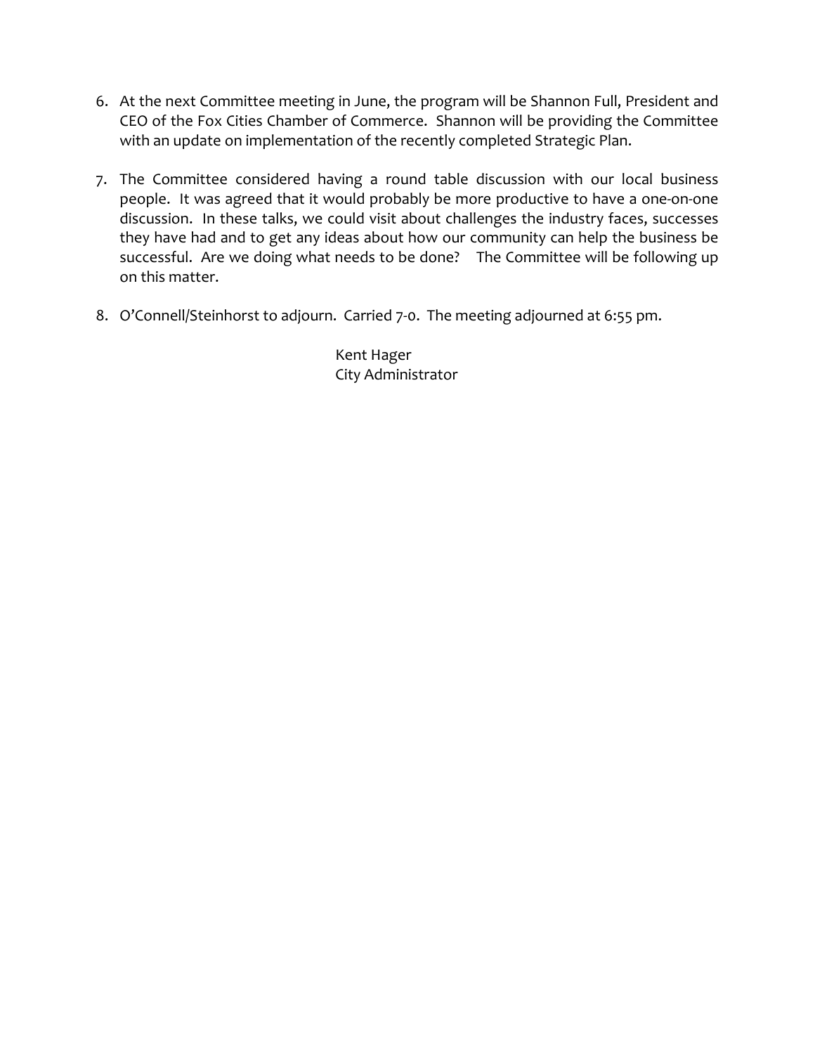6. At the next Committee meeting in June, the program will be Shannon Full, President and CEO of the Fox Cities Chamber of Commerce. Shannon will be providing the Committee with an update on implementation of the recently completed Strategic Plan.

7. The Committee considered having a round table discussion with our local business people. It was agreed that it would probably be more productive to have a one-on-one discussion. In these talks, we could visit about challenges the industry faces, successes they have had and to get any ideas about how our community can help the business be successful. Are we doing what needs to be done? The Committee will be following up on this matter.

8. O'Connell/Steinhorst to adjourn. Carried 7-0. The meeting adjourned at 6:55 pm.

Kent Hager
City Administrator